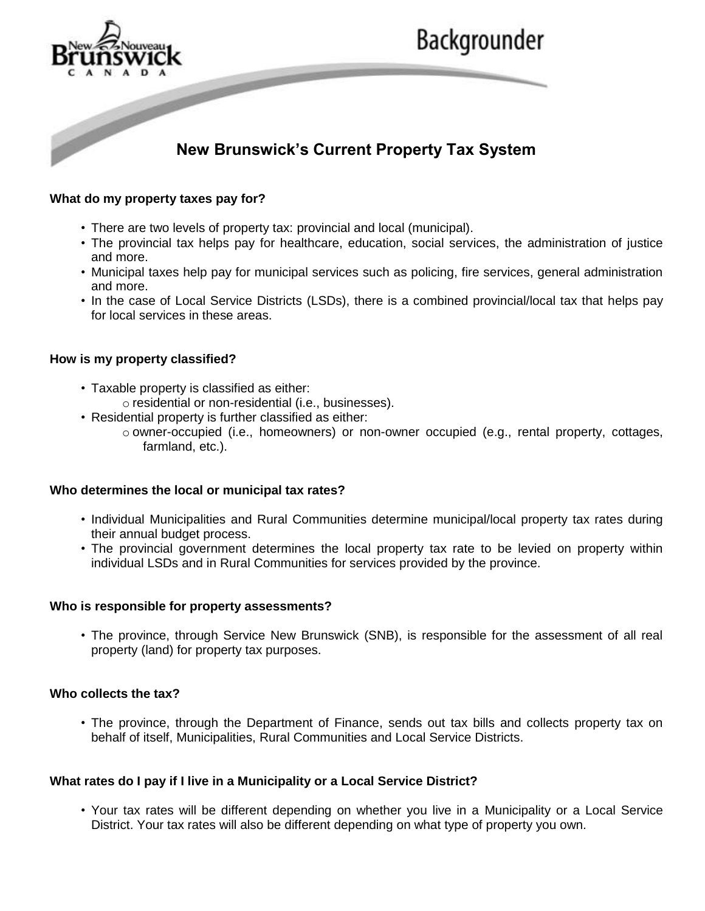Backgrounder

# New Brunswick's Current Property Tax System

**What do my property taxes pay for?**

- There are two levels of property tax: provincial and local (municipal).
- The provincial tax helps pay for healthcare, education, social services, the administration of justice and more.
- Municipal taxes help pay for municipal services such as policing, fire services, general administration and more.
- In the case of Local Service Districts (LSDs), there is a combined provincial/local tax that helps pay for local services in these areas.

**How is my property classified?**

- Taxable property is classified as either:
  - residential or non-residential (i.e., businesses).
- Residential property is further classified as either:
  - owner-occupied (i.e., homeowners) or non-owner occupied (e.g., rental property, cottages, farmland, etc.).

**Who determines the local or municipal tax rates?**

- Individual Municipalities and Rural Communities determine municipal/local property tax rates during their annual budget process.
- The provincial government determines the local property tax rate to be levied on property within individual LSDs and in Rural Communities for services provided by the province.

**Who is responsible for property assessments?**

- The province, through Service New Brunswick (SNB), is responsible for the assessment of all real property (land) for property tax purposes.

**Who collects the tax?**

- The province, through the Department of Finance, sends out tax bills and collects property tax on behalf of itself, Municipalities, Rural Communities and Local Service Districts.

**What rates do I pay if I live in a Municipality or a Local Service District?**

- Your tax rates will be different depending on whether you live in a Municipality or a Local Service District. Your tax rates will also be different depending on what type of property you own.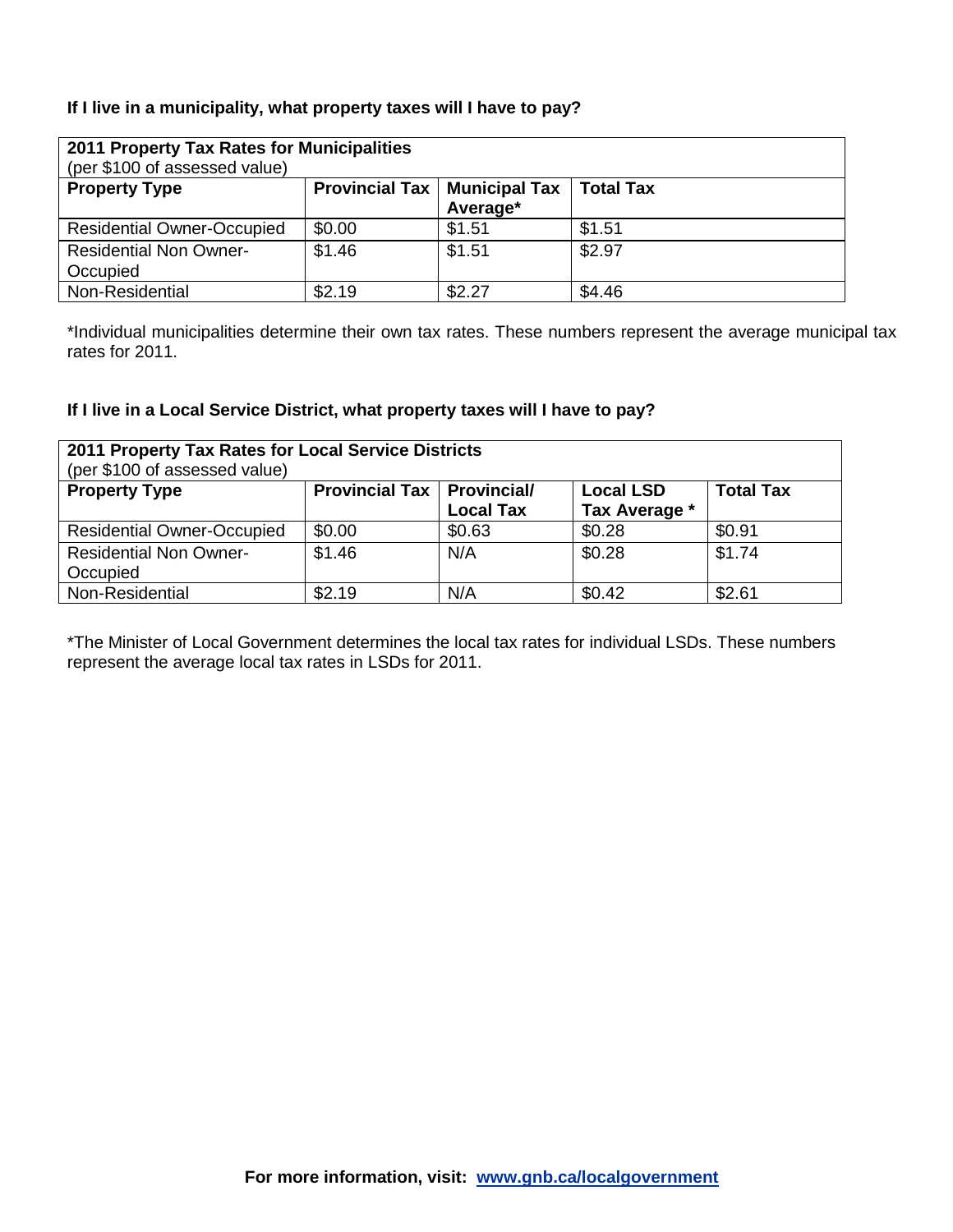**If I live in a municipality, what property taxes will I have to pay?**

| 2011 Property Tax Rates for Municipalities (per $100 of assessed value) | | | |
|---|---|---|---|
| **Property Type** | **Provincial Tax** | **Municipal Tax Average*** | **Total Tax** |
| Residential Owner-Occupied | $0.00 | $1.51 | $1.51 |
| Residential Non Owner-Occupied | $1.46 | $1.51 | $2.97 |
| Non-Residential | $2.19 | $2.27 | $4.46 |

*Individual municipalities determine their own tax rates. These numbers represent the average municipal tax rates for 2011.

**If I live in a Local Service District, what property taxes will I have to pay?**

| 2011 Property Tax Rates for Local Service Districts (per $100 of assessed value) | | | | |
|---|---|---|---|---|
| **Property Type** | **Provincial Tax** | **Provincial/ Local Tax** | **Local LSD Tax Average *** | **Total Tax** |
| Residential Owner-Occupied | $0.00 | $0.63 | $0.28 | $0.91 |
| Residential Non Owner-Occupied | $1.46 | N/A | $0.28 | $1.74 |
| Non-Residential | $2.19 | N/A | $0.42 | $2.61 |

*The Minister of Local Government determines the local tax rates for individual LSDs. These numbers represent the average local tax rates in LSDs for 2011.

**For more information, visit: www.gnb.ca/localgovernment**